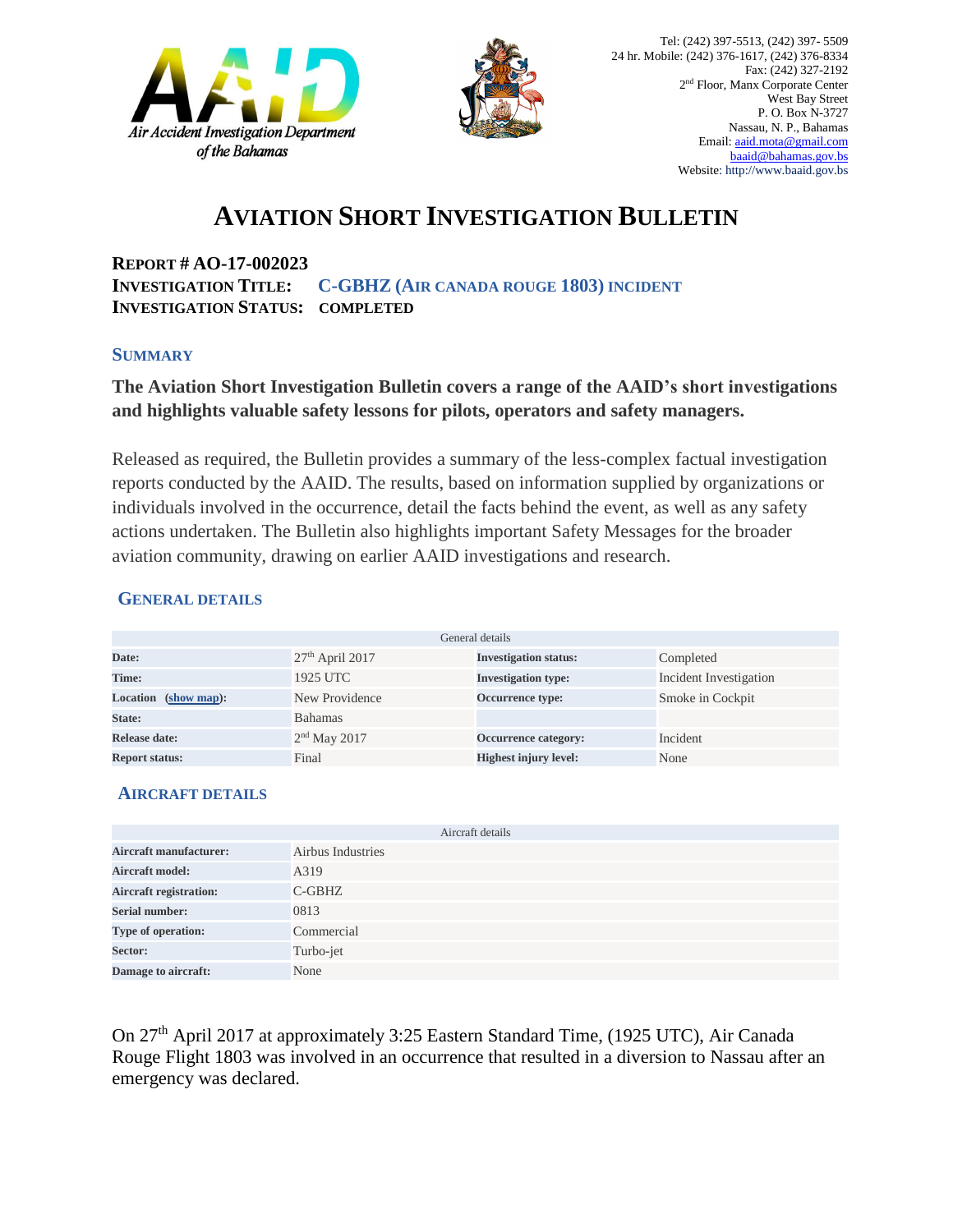Air Accident Investigation Department of the Bahamas

Tel: (242) 397-5513, (242) 397- 5509
24 hr. Mobile: (242) 376-1617, (242) 376-8334
Fax: (242) 327-2192
2nd Floor, Manx Corporate Center
West Bay Street
P. O. Box N-3727
Nassau, N. P., Bahamas
Email: aaid.mota@gmail.com
baaid@bahamas.gov.bs
Website: http://www.baaid.gov.bs

# AVIATION SHORT INVESTIGATION BULLETIN

**REPORT # AO-17-002023**
**INVESTIGATION TITLE:** **C-GBHZ (AIR CANADA ROUGE 1803) INCIDENT**
**INVESTIGATION STATUS:** **COMPLETED**

## SUMMARY

**The Aviation Short Investigation Bulletin covers a range of the AAID's short investigations and highlights valuable safety lessons for pilots, operators and safety managers.**

Released as required, the Bulletin provides a summary of the less-complex factual investigation reports conducted by the AAID. The results, based on information supplied by organizations or individuals involved in the occurrence, detail the facts behind the event, as well as any safety actions undertaken. The Bulletin also highlights important Safety Messages for the broader aviation community, drawing on earlier AAID investigations and research.

## GENERAL DETAILS

| General details | | | |
|---|---|---|---|
| **Date:** | 27th April 2017 | **Investigation status:** | Completed |
| **Time:** | 1925 UTC | **Investigation type:** | Incident Investigation |
| **Location (show map):** | New Providence | **Occurrence type:** | Smoke in Cockpit |
| **State:** | Bahamas | | |
| **Release date:** | 2nd May 2017 | **Occurrence category:** | Incident |
| **Report status:** | Final | **Highest injury level:** | None |

## AIRCRAFT DETAILS

| Aircraft details | |
|---|---|
| **Aircraft manufacturer:** | Airbus Industries |
| **Aircraft model:** | A319 |
| **Aircraft registration:** | C-GBHZ |
| **Serial number:** | 0813 |
| **Type of operation:** | Commercial |
| **Sector:** | Turbo-jet |
| **Damage to aircraft:** | None |

On 27th April 2017 at approximately 3:25 Eastern Standard Time, (1925 UTC), Air Canada Rouge Flight 1803 was involved in an occurrence that resulted in a diversion to Nassau after an emergency was declared.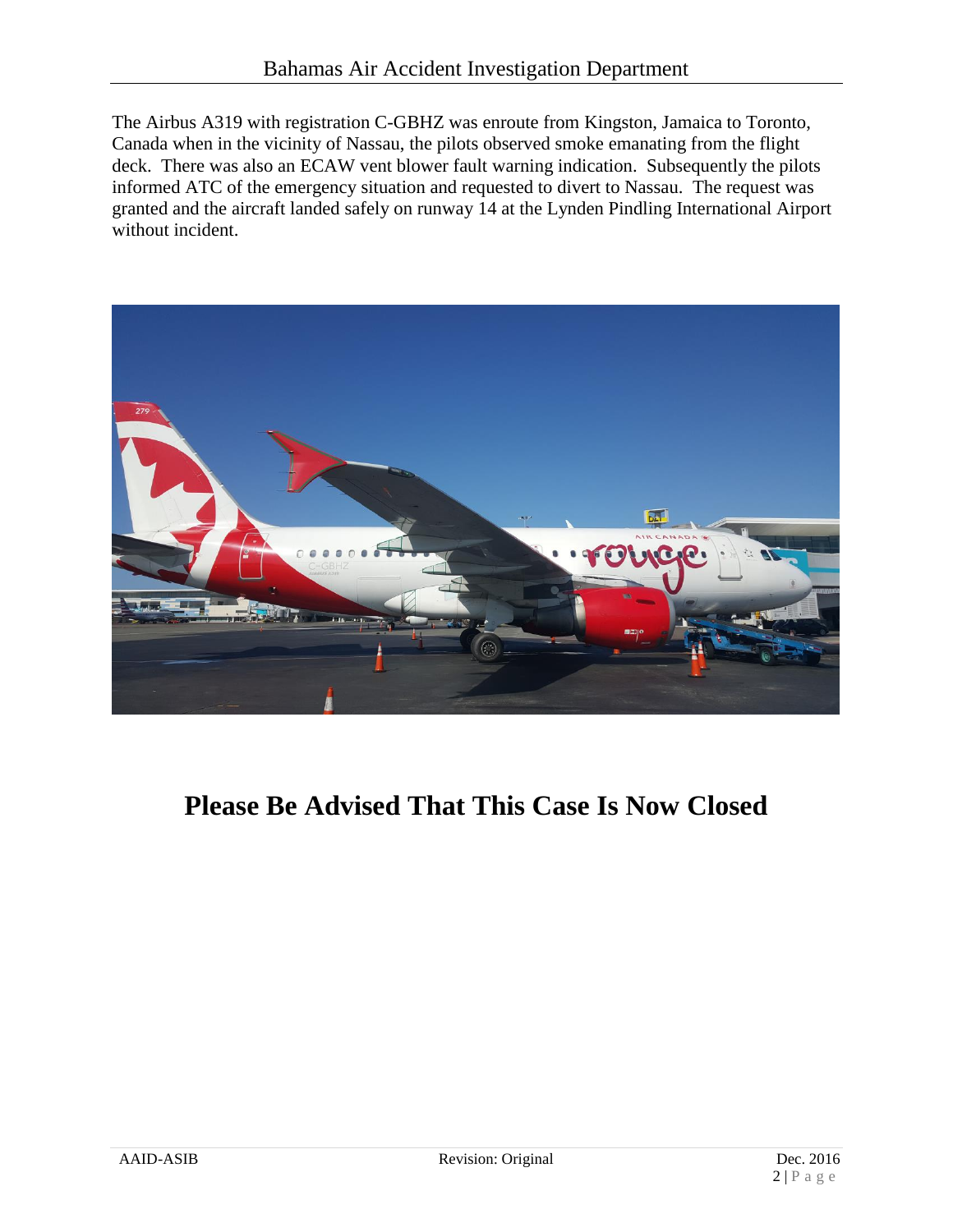The Airbus A319 with registration C-GBHZ was enroute from Kingston, Jamaica to Toronto, Canada when in the vicinity of Nassau, the pilots observed smoke emanating from the flight deck. There was also an ECAW vent blower fault warning indication. Subsequently the pilots informed ATC of the emergency situation and requested to divert to Nassau. The request was granted and the aircraft landed safely on runway 14 at the Lynden Pindling International Airport without incident.

# Please Be Advised That This Case Is Now Closed